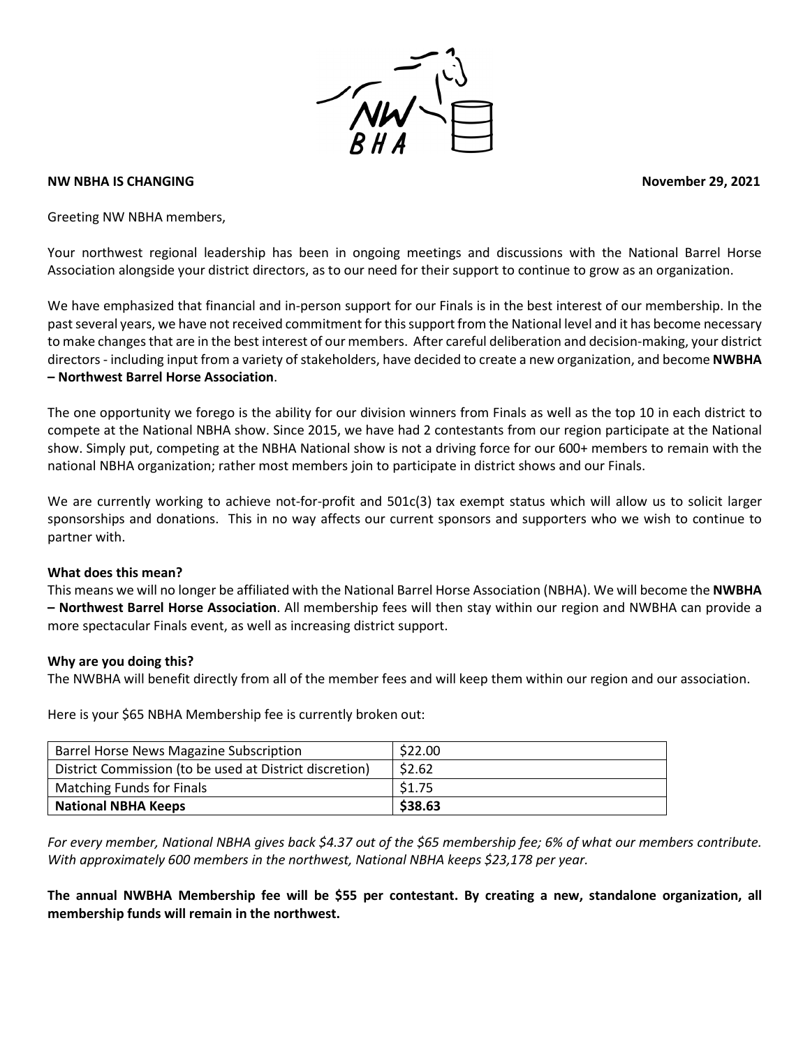**NW NBHA IS CHANGING** **November 29, 2021**

Greeting NW NBHA members,

Your northwest regional leadership has been in ongoing meetings and discussions with the National Barrel Horse Association alongside your district directors, as to our need for their support to continue to grow as an organization.

We have emphasized that financial and in-person support for our Finals is in the best interest of our membership. In the past several years, we have not received commitment for this support from the National level and it has become necessary to make changes that are in the best interest of our members. After careful deliberation and decision-making, your district directors - including input from a variety of stakeholders, have decided to create a new organization, and become **NWBHA – Northwest Barrel Horse Association**.

The one opportunity we forego is the ability for our division winners from Finals as well as the top 10 in each district to compete at the National NBHA show. Since 2015, we have had 2 contestants from our region participate at the National show. Simply put, competing at the NBHA National show is not a driving force for our 600+ members to remain with the national NBHA organization; rather most members join to participate in district shows and our Finals.

We are currently working to achieve not-for-profit and 501c(3) tax exempt status which will allow us to solicit larger sponsorships and donations. This in no way affects our current sponsors and supporters who we wish to continue to partner with.

**What does this mean?**
This means we will no longer be affiliated with the National Barrel Horse Association (NBHA). We will become the **NWBHA – Northwest Barrel Horse Association**. All membership fees will then stay within our region and NWBHA can provide a more spectacular Finals event, as well as increasing district support.

**Why are you doing this?**
The NWBHA will benefit directly from all of the member fees and will keep them within our region and our association.

Here is your $65 NBHA Membership fee is currently broken out:

| Item | Amount |
|---|---|
| Barrel Horse News Magazine Subscription | $22.00 |
| District Commission (to be used at District discretion) | $2.62 |
| Matching Funds for Finals | $1.75 |
| **National NBHA Keeps** | **$38.63** |

*For every member, National NBHA gives back $4.37 out of the $65 membership fee; 6% of what our members contribute. With approximately 600 members in the northwest, National NBHA keeps $23,178 per year.*

**The annual NWBHA Membership fee will be $55 per contestant. By creating a new, standalone organization, all membership funds will remain in the northwest.**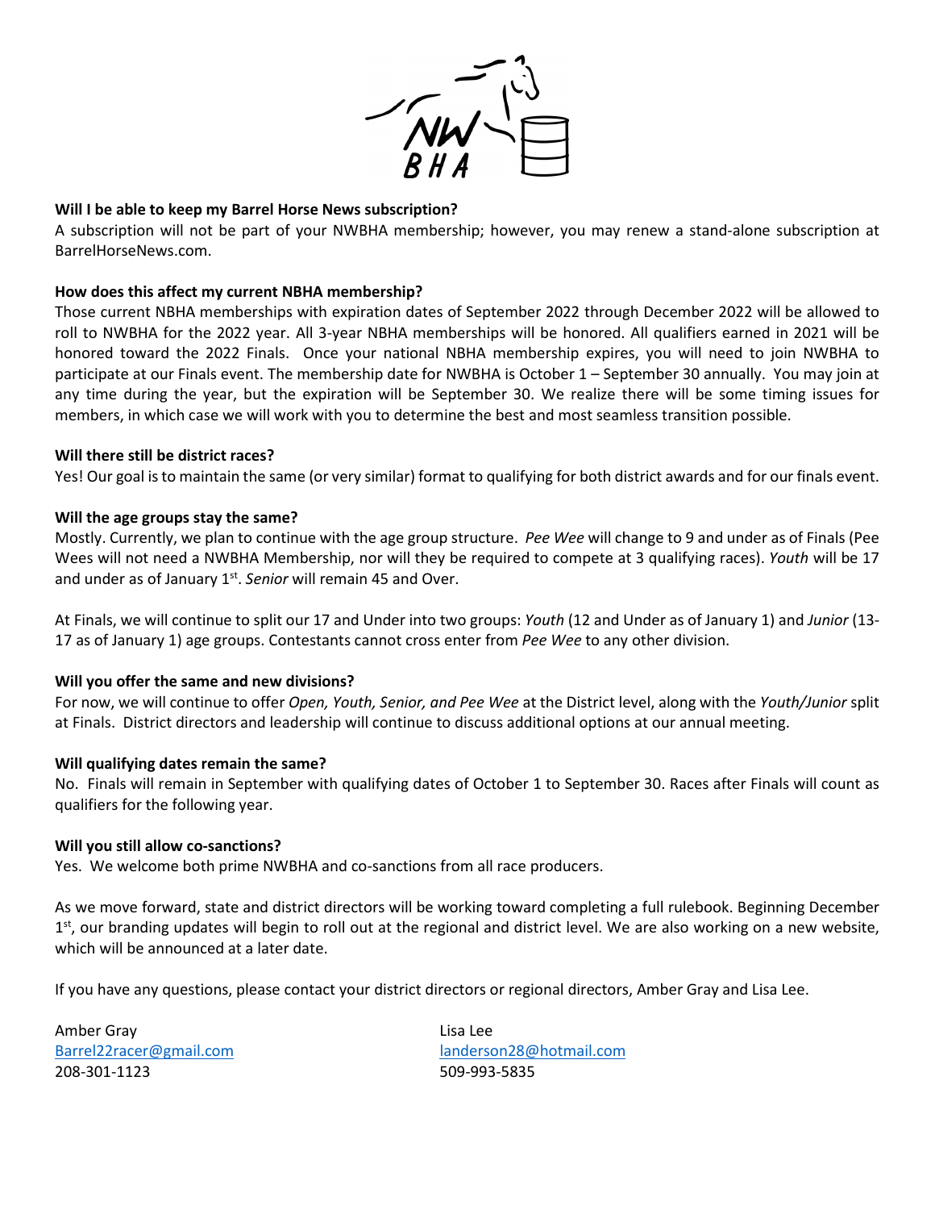**Will I be able to keep my Barrel Horse News subscription?**
A subscription will not be part of your NWBHA membership; however, you may renew a stand-alone subscription at BarrelHorseNews.com.

**How does this affect my current NBHA membership?**
Those current NBHA memberships with expiration dates of September 2022 through December 2022 will be allowed to roll to NWBHA for the 2022 year. All 3-year NBHA memberships will be honored. All qualifiers earned in 2021 will be honored toward the 2022 Finals. Once your national NBHA membership expires, you will need to join NWBHA to participate at our Finals event. The membership date for NWBHA is October 1 – September 30 annually. You may join at any time during the year, but the expiration will be September 30. We realize there will be some timing issues for members, in which case we will work with you to determine the best and most seamless transition possible.

**Will there still be district races?**
Yes! Our goal is to maintain the same (or very similar) format to qualifying for both district awards and for our finals event.

**Will the age groups stay the same?**
Mostly. Currently, we plan to continue with the age group structure. *Pee Wee* will change to 9 and under as of Finals (Pee Wees will not need a NWBHA Membership, nor will they be required to compete at 3 qualifying races). *Youth* will be 17 and under as of January 1st. *Senior* will remain 45 and Over.

At Finals, we will continue to split our 17 and Under into two groups: *Youth* (12 and Under as of January 1) and *Junior* (13-17 as of January 1) age groups. Contestants cannot cross enter from *Pee Wee* to any other division.

**Will you offer the same and new divisions?**
For now, we will continue to offer *Open, Youth, Senior, and Pee Wee* at the District level, along with the *Youth/Junior* split at Finals. District directors and leadership will continue to discuss additional options at our annual meeting.

**Will qualifying dates remain the same?**
No. Finals will remain in September with qualifying dates of October 1 to September 30. Races after Finals will count as qualifiers for the following year.

**Will you still allow co-sanctions?**
Yes. We welcome both prime NWBHA and co-sanctions from all race producers.

As we move forward, state and district directors will be working toward completing a full rulebook. Beginning December 1st, our branding updates will begin to roll out at the regional and district level. We are also working on a new website, which will be announced at a later date.

If you have any questions, please contact your district directors or regional directors, Amber Gray and Lisa Lee.

Amber Gray
Barrel22racer@gmail.com
208-301-1123

Lisa Lee
landerson28@hotmail.com
509-993-5835